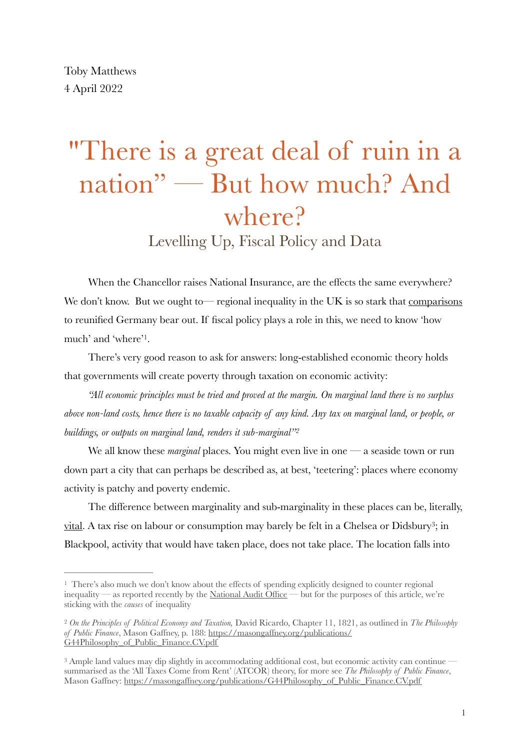Toby Matthews
4 April 2022

# "There is a great deal of ruin in a nation" — But how much? And where?

## Levelling Up, Fiscal Policy and Data

When the Chancellor raises National Insurance, are the effects the same everywhere? We don't know. But we ought to— regional inequality in the UK is so stark that comparisons to reunified Germany bear out. If fiscal policy plays a role in this, we need to know 'how much' and 'where'[1].

There's very good reason to ask for answers: long-established economic theory holds that governments will create poverty through taxation on economic activity:

*"All economic principles must be tried and proved at the margin. On marginal land there is no surplus above non-land costs, hence there is no taxable capacity of any kind. Any tax on marginal land, or people, or buildings, or outputs on marginal land, renders it sub-marginal"*[2]

We all know these *marginal* places. You might even live in one — a seaside town or run down part a city that can perhaps be described as, at best, 'teetering': places where economy activity is patchy and poverty endemic.

The difference between marginality and sub-marginality in these places can be, literally, vital. A tax rise on labour or consumption may barely be felt in a Chelsea or Didsbury[3]; in Blackpool, activity that would have taken place, does not take place. The location falls into

---

[1] There's also much we don't know about the effects of spending explicitly designed to counter regional inequality — as reported recently by the National Audit Office — but for the purposes of this article, we're sticking with the *causes* of inequality

[2] *On the Principles of Political Economy and Taxation,* David Ricardo, Chapter 11, 1821, as outlined in *The Philosophy of Public Finance*, Mason Gaffney, p. 188: https://masongaffney.org/publications/G44Philosophy_of_Public_Finance.CV.pdf

[3] Ample land values may dip slightly in accommodating additional cost, but economic activity can continue — summarised as the 'All Taxes Come from Rent' (ATCOR) theory, for more see *The Philosophy of Public Finance*, Mason Gaffney: https://masongaffney.org/publications/G44Philosophy_of_Public_Finance.CV.pdf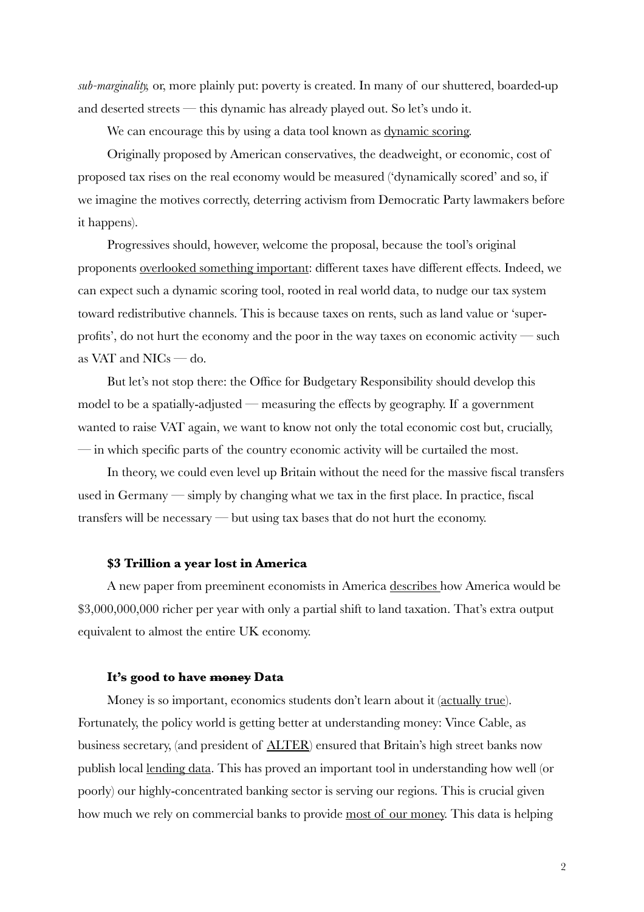*sub-marginality,* or, more plainly put: poverty is created. In many of our shuttered, boarded-up and deserted streets — this dynamic has already played out. So let's undo it.

We can encourage this by using a data tool known as dynamic scoring.

Originally proposed by American conservatives, the deadweight, or economic, cost of proposed tax rises on the real economy would be measured ('dynamically scored' and so, if we imagine the motives correctly, deterring activism from Democratic Party lawmakers before it happens).

Progressives should, however, welcome the proposal, because the tool's original proponents overlooked something important: different taxes have different effects. Indeed, we can expect such a dynamic scoring tool, rooted in real world data, to nudge our tax system toward redistributive channels. This is because taxes on rents, such as land value or 'super-profits', do not hurt the economy and the poor in the way taxes on economic activity — such as VAT and NICs — do.

But let's not stop there: the Office for Budgetary Responsibility should develop this model to be a spatially-adjusted — measuring the effects by geography. If a government wanted to raise VAT again, we want to know not only the total economic cost but, crucially, — in which specific parts of the country economic activity will be curtailed the most.

In theory, we could even level up Britain without the need for the massive fiscal transfers used in Germany — simply by changing what we tax in the first place. In practice, fiscal transfers will be necessary — but using tax bases that do not hurt the economy.

### $3 Trillion a year lost in America

A new paper from preeminent economists in America describes how America would be $3,000,000,000 richer per year with only a partial shift to land taxation. That's extra output equivalent to almost the entire UK economy.

### It's good to have ~~money~~ Data

Money is so important, economics students don't learn about it (actually true). Fortunately, the policy world is getting better at understanding money: Vince Cable, as business secretary, (and president of ALTER) ensured that Britain's high street banks now publish local lending data. This has proved an important tool in understanding how well (or poorly) our highly-concentrated banking sector is serving our regions. This is crucial given how much we rely on commercial banks to provide most of our money. This data is helping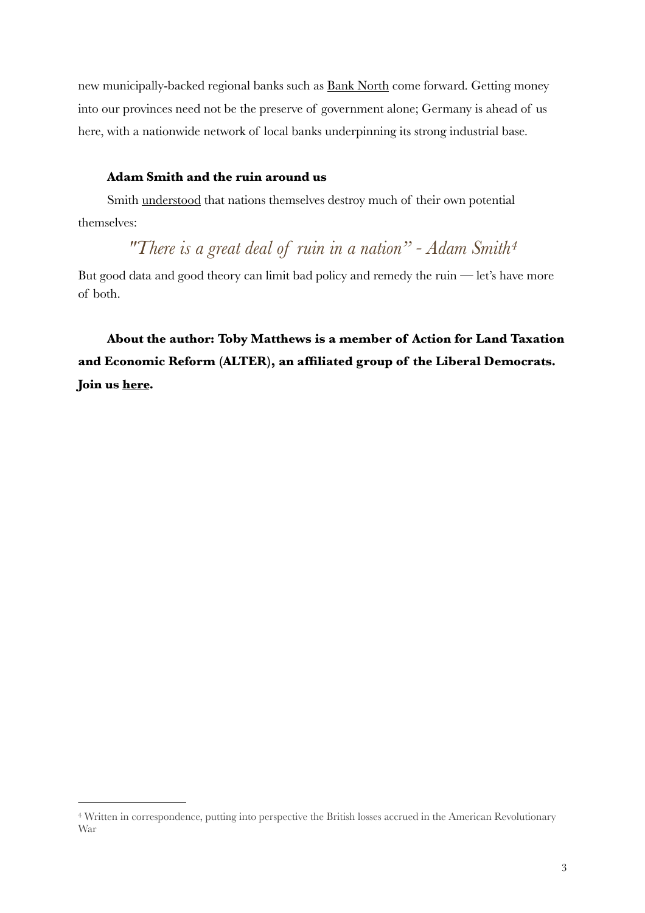new municipally-backed regional banks such as Bank North come forward. Getting money into our provinces need not be the preserve of government alone; Germany is ahead of us here, with a nationwide network of local banks underpinning its strong industrial base.

### Adam Smith and the ruin around us

Smith understood that nations themselves destroy much of their own potential themselves:

*"There is a great deal of ruin in a nation" - Adam Smith*[4]

But good data and good theory can limit bad policy and remedy the ruin — let's have more of both.

**About the author: Toby Matthews is a member of Action for Land Taxation and Economic Reform (ALTER), an affiliated group of the Liberal Democrats. Join us here.**

---

[4] Written in correspondence, putting into perspective the British losses accrued in the American Revolutionary War